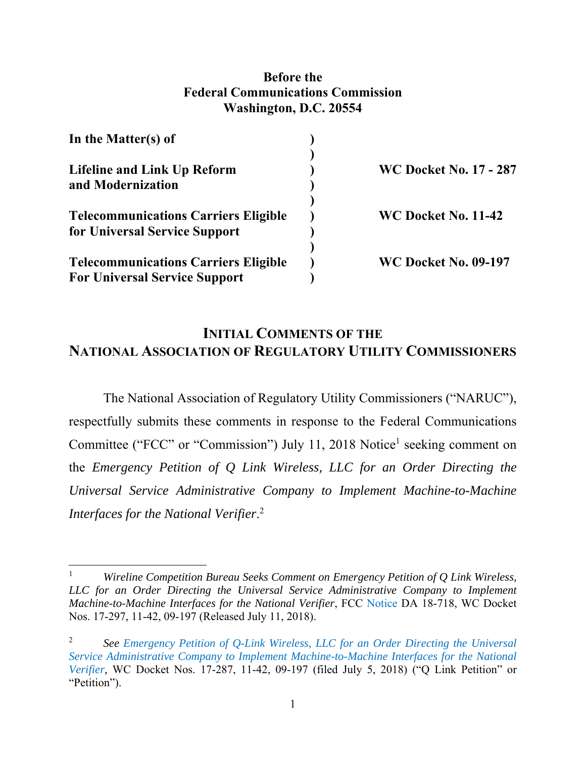**Before the**
**Federal Communications Commission**
**Washington, D.C. 20554**

| | | |
|---|---|---|
| **In the Matter(s) of** | **)** | |
| | **)** | |
| **Lifeline and Link Up Reform and Modernization** | **)** | **WC Docket No. 17 - 287** |
| | **)** | |
| **Telecommunications Carriers Eligible for Universal Service Support** | **)** | **WC Docket No. 11-42** |
| | **)** | |
| **Telecommunications Carriers Eligible For Universal Service Support** | **)** | **WC Docket No. 09-197** |

# INITIAL COMMENTS OF THE NATIONAL ASSOCIATION OF REGULATORY UTILITY COMMISSIONERS

The National Association of Regulatory Utility Commissioners ("NARUC"), respectfully submits these comments in response to the Federal Communications Committee ("FCC" or "Commission") July 11, 2018 Notice[1] seeking comment on the *Emergency Petition of Q Link Wireless, LLC for an Order Directing the Universal Service Administrative Company to Implement Machine-to-Machine Interfaces for the National Verifier*.[2]

---

[1] *Wireline Competition Bureau Seeks Comment on Emergency Petition of Q Link Wireless, LLC for an Order Directing the Universal Service Administrative Company to Implement Machine-to-Machine Interfaces for the National Verifier*, FCC Notice DA 18-718, WC Docket Nos. 17-297, 11-42, 09-197 (Released July 11, 2018).

[2] *See Emergency Petition of Q-Link Wireless, LLC for an Order Directing the Universal Service Administrative Company to Implement Machine-to-Machine Interfaces for the National Verifier*, WC Docket Nos. 17-287, 11-42, 09-197 (filed July 5, 2018) ("Q Link Petition" or "Petition").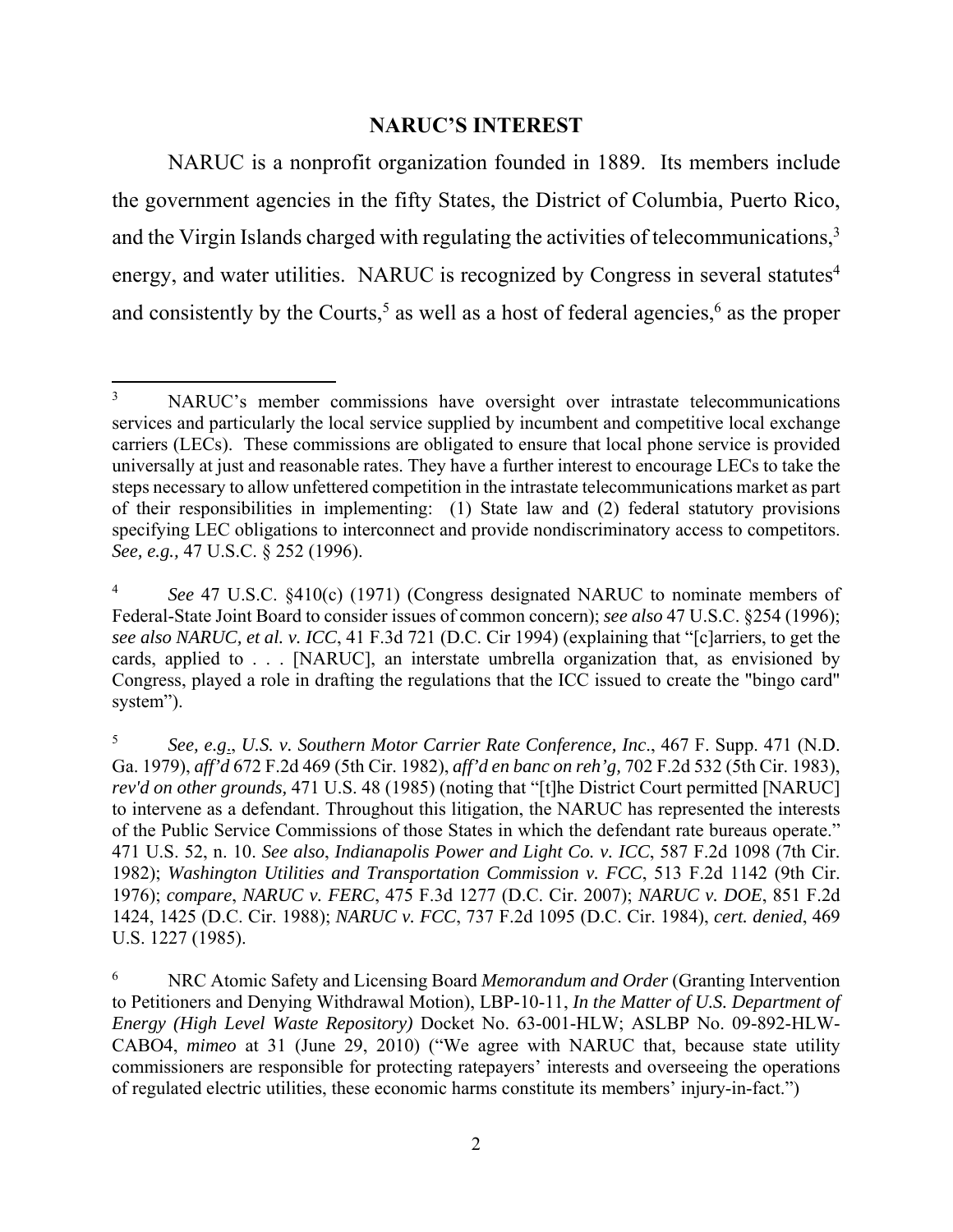## NARUC'S INTEREST

NARUC is a nonprofit organization founded in 1889. Its members include the government agencies in the fifty States, the District of Columbia, Puerto Rico, and the Virgin Islands charged with regulating the activities of telecommunications,[3] energy, and water utilities. NARUC is recognized by Congress in several statutes[4] and consistently by the Courts,[5] as well as a host of federal agencies,[6] as the proper

---

[3] NARUC's member commissions have oversight over intrastate telecommunications services and particularly the local service supplied by incumbent and competitive local exchange carriers (LECs). These commissions are obligated to ensure that local phone service is provided universally at just and reasonable rates. They have a further interest to encourage LECs to take the steps necessary to allow unfettered competition in the intrastate telecommunications market as part of their responsibilities in implementing: (1) State law and (2) federal statutory provisions specifying LEC obligations to interconnect and provide nondiscriminatory access to competitors. *See, e.g.,* 47 U.S.C. § 252 (1996).

[4] *See* 47 U.S.C. §410(c) (1971) (Congress designated NARUC to nominate members of Federal-State Joint Board to consider issues of common concern); *see also* 47 U.S.C. §254 (1996); *see also NARUC, et al. v. ICC*, 41 F.3d 721 (D.C. Cir 1994) (explaining that "[c]arriers, to get the cards, applied to . . . [NARUC], an interstate umbrella organization that, as envisioned by Congress, played a role in drafting the regulations that the ICC issued to create the "bingo card" system").

[5] *See, e.g.*, *U.S. v. Southern Motor Carrier Rate Conference, Inc*., 467 F. Supp. 471 (N.D. Ga. 1979), *aff'd* 672 F.2d 469 (5th Cir. 1982), *aff'd en banc on reh'g,* 702 F.2d 532 (5th Cir. 1983), *rev'd on other grounds,* 471 U.S. 48 (1985) (noting that "[t]he District Court permitted [NARUC] to intervene as a defendant. Throughout this litigation, the NARUC has represented the interests of the Public Service Commissions of those States in which the defendant rate bureaus operate." 471 U.S. 52, n. 10. *See also*, *Indianapolis Power and Light Co. v. ICC*, 587 F.2d 1098 (7th Cir. 1982); *Washington Utilities and Transportation Commission v. FCC*, 513 F.2d 1142 (9th Cir. 1976); *compare*, *NARUC v. FERC*, 475 F.3d 1277 (D.C. Cir. 2007); *NARUC v. DOE*, 851 F.2d 1424, 1425 (D.C. Cir. 1988); *NARUC v. FCC*, 737 F.2d 1095 (D.C. Cir. 1984), *cert. denied*, 469 U.S. 1227 (1985).

[6] NRC Atomic Safety and Licensing Board *Memorandum and Order* (Granting Intervention to Petitioners and Denying Withdrawal Motion), LBP-10-11, *In the Matter of U.S. Department of Energy (High Level Waste Repository)* Docket No. 63-001-HLW; ASLBP No. 09-892-HLW-CABO4, *mimeo* at 31 (June 29, 2010) ("We agree with NARUC that, because state utility commissioners are responsible for protecting ratepayers' interests and overseeing the operations of regulated electric utilities, these economic harms constitute its members' injury-in-fact.")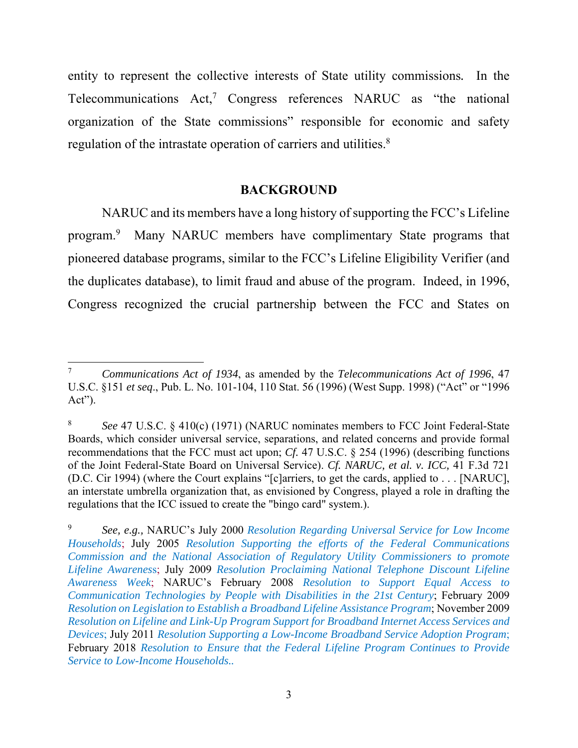entity to represent the collective interests of State utility commissions. In the Telecommunications Act,[7] Congress references NARUC as "the national organization of the State commissions" responsible for economic and safety regulation of the intrastate operation of carriers and utilities.[8]

## BACKGROUND

NARUC and its members have a long history of supporting the FCC's Lifeline program.[9] Many NARUC members have complimentary State programs that pioneered database programs, similar to the FCC's Lifeline Eligibility Verifier (and the duplicates database), to limit fraud and abuse of the program. Indeed, in 1996, Congress recognized the crucial partnership between the FCC and States on

---

[7] *Communications Act of 1934*, as amended by the *Telecommunications Act of 1996*, 47 U.S.C. §151 *et seq*., Pub. L. No. 101-104, 110 Stat. 56 (1996) (West Supp. 1998) ("Act" or "1996 Act").

[8] *See* 47 U.S.C. § 410(c) (1971) (NARUC nominates members to FCC Joint Federal-State Boards, which consider universal service, separations, and related concerns and provide formal recommendations that the FCC must act upon; *Cf.* 47 U.S.C. § 254 (1996) (describing functions of the Joint Federal-State Board on Universal Service). *Cf. NARUC, et al. v. ICC,* 41 F.3d 721 (D.C. Cir 1994) (where the Court explains "[c]arriers, to get the cards, applied to . . . [NARUC], an interstate umbrella organization that, as envisioned by Congress, played a role in drafting the regulations that the ICC issued to create the "bingo card" system.).

[9] *See, e.g.,* NARUC's July 2000 *Resolution Regarding Universal Service for Low Income Households*; July 2005 *Resolution Supporting the efforts of the Federal Communications Commission and the National Association of Regulatory Utility Commissioners to promote Lifeline Awareness*; July 2009 *Resolution Proclaiming National Telephone Discount Lifeline Awareness Week*; NARUC's February 2008 *Resolution to Support Equal Access to Communication Technologies by People with Disabilities in the 21st Century*; February 2009 *Resolution on Legislation to Establish a Broadband Lifeline Assistance Program*; November 2009 *Resolution on Lifeline and Link-Up Program Support for Broadband Internet Access Services and Devices*; July 2011 *Resolution Supporting a Low-Income Broadband Service Adoption Program*; February 2018 *Resolution to Ensure that the Federal Lifeline Program Continues to Provide Service to Low-Income Households..*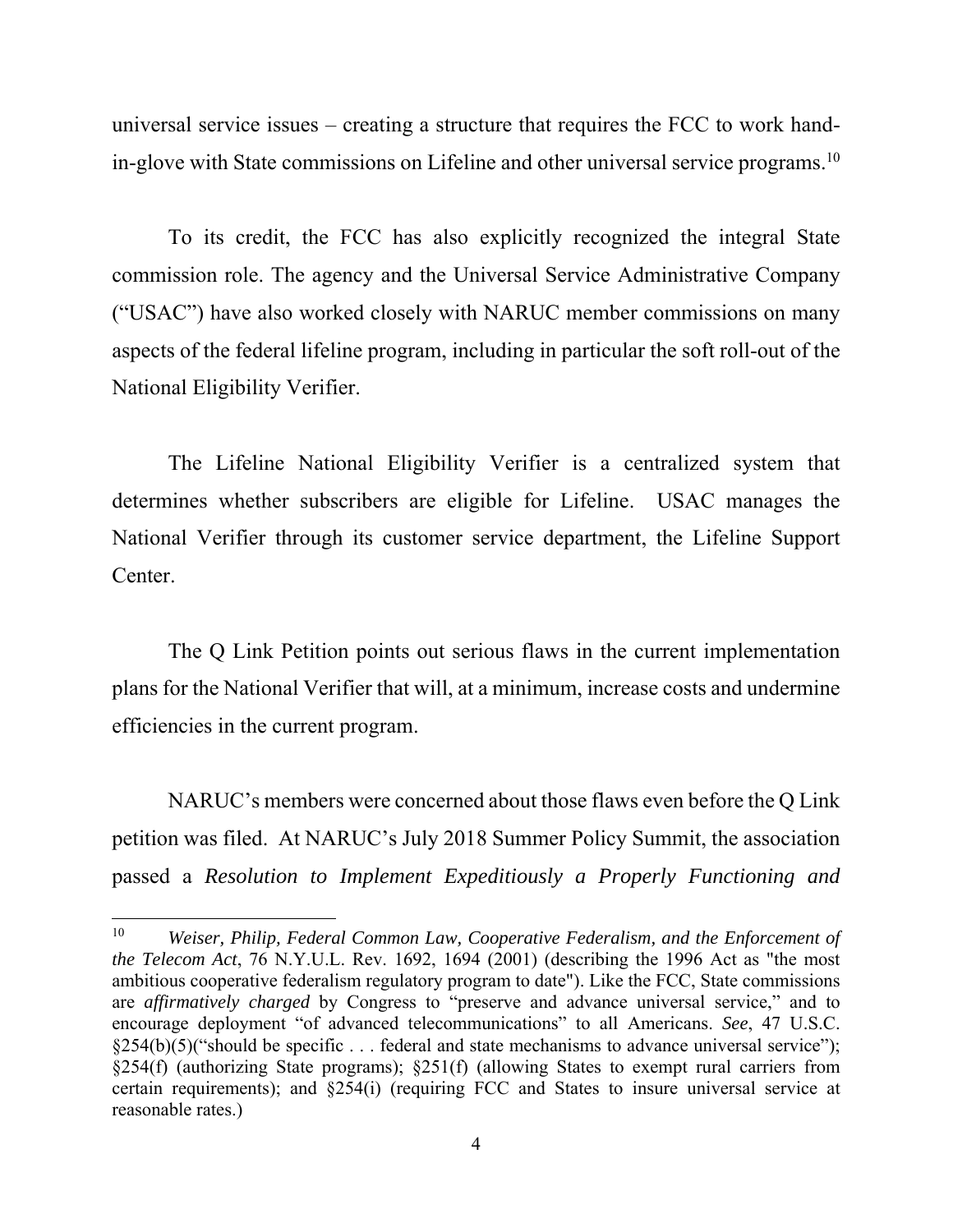universal service issues – creating a structure that requires the FCC to work hand-in-glove with State commissions on Lifeline and other universal service programs.[10]

To its credit, the FCC has also explicitly recognized the integral State commission role. The agency and the Universal Service Administrative Company ("USAC") have also worked closely with NARUC member commissions on many aspects of the federal lifeline program, including in particular the soft roll-out of the National Eligibility Verifier.

The Lifeline National Eligibility Verifier is a centralized system that determines whether subscribers are eligible for Lifeline. USAC manages the National Verifier through its customer service department, the Lifeline Support Center.

The Q Link Petition points out serious flaws in the current implementation plans for the National Verifier that will, at a minimum, increase costs and undermine efficiencies in the current program.

NARUC's members were concerned about those flaws even before the Q Link petition was filed. At NARUC's July 2018 Summer Policy Summit, the association passed a *Resolution to Implement Expeditiously a Properly Functioning and*

---

[10] *Weiser, Philip, Federal Common Law, Cooperative Federalism, and the Enforcement of the Telecom Act*, 76 N.Y.U.L. Rev. 1692, 1694 (2001) (describing the 1996 Act as "the most ambitious cooperative federalism regulatory program to date"). Like the FCC, State commissions are *affirmatively charged* by Congress to "preserve and advance universal service," and to encourage deployment "of advanced telecommunications" to all Americans. *See*, 47 U.S.C. §254(b)(5)("should be specific . . . federal and state mechanisms to advance universal service"); §254(f) (authorizing State programs); §251(f) (allowing States to exempt rural carriers from certain requirements); and §254(i) (requiring FCC and States to insure universal service at reasonable rates.)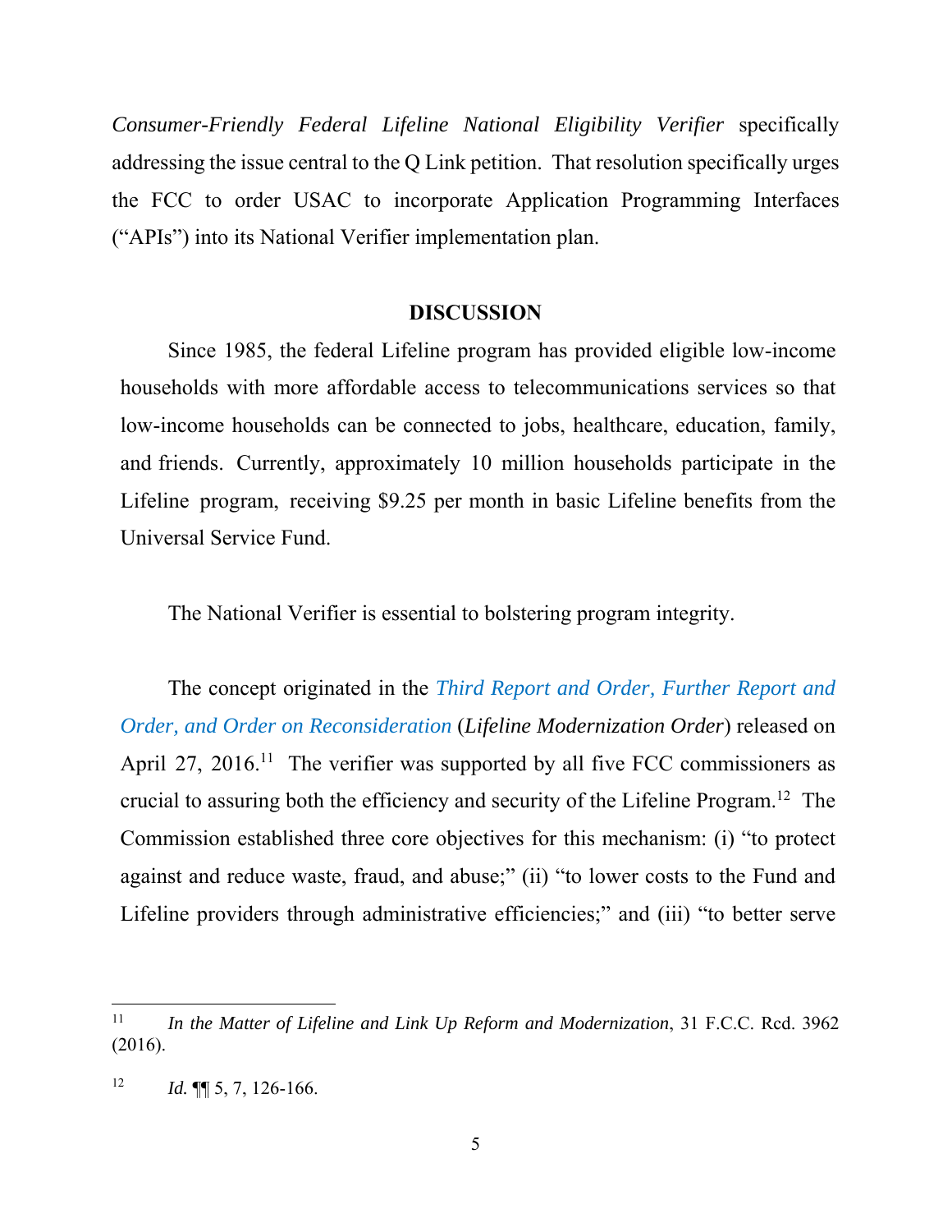*Consumer-Friendly Federal Lifeline National Eligibility Verifier* specifically addressing the issue central to the Q Link petition. That resolution specifically urges the FCC to order USAC to incorporate Application Programming Interfaces ("APIs") into its National Verifier implementation plan.

## DISCUSSION

Since 1985, the federal Lifeline program has provided eligible low-income households with more affordable access to telecommunications services so that low-income households can be connected to jobs, healthcare, education, family, and friends. Currently, approximately 10 million households participate in the Lifeline program, receiving $9.25 per month in basic Lifeline benefits from the Universal Service Fund.

The National Verifier is essential to bolstering program integrity.

The concept originated in the *Third Report and Order, Further Report and Order, and Order on Reconsideration* (*Lifeline Modernization Order*) released on April 27, 2016.[11] The verifier was supported by all five FCC commissioners as crucial to assuring both the efficiency and security of the Lifeline Program.[12] The Commission established three core objectives for this mechanism: (i) "to protect against and reduce waste, fraud, and abuse;" (ii) "to lower costs to the Fund and Lifeline providers through administrative efficiencies;" and (iii) "to better serve

---

[11] *In the Matter of Lifeline and Link Up Reform and Modernization*, 31 F.C.C. Rcd. 3962 (2016).

[12] *Id.* ¶¶ 5, 7, 126-166.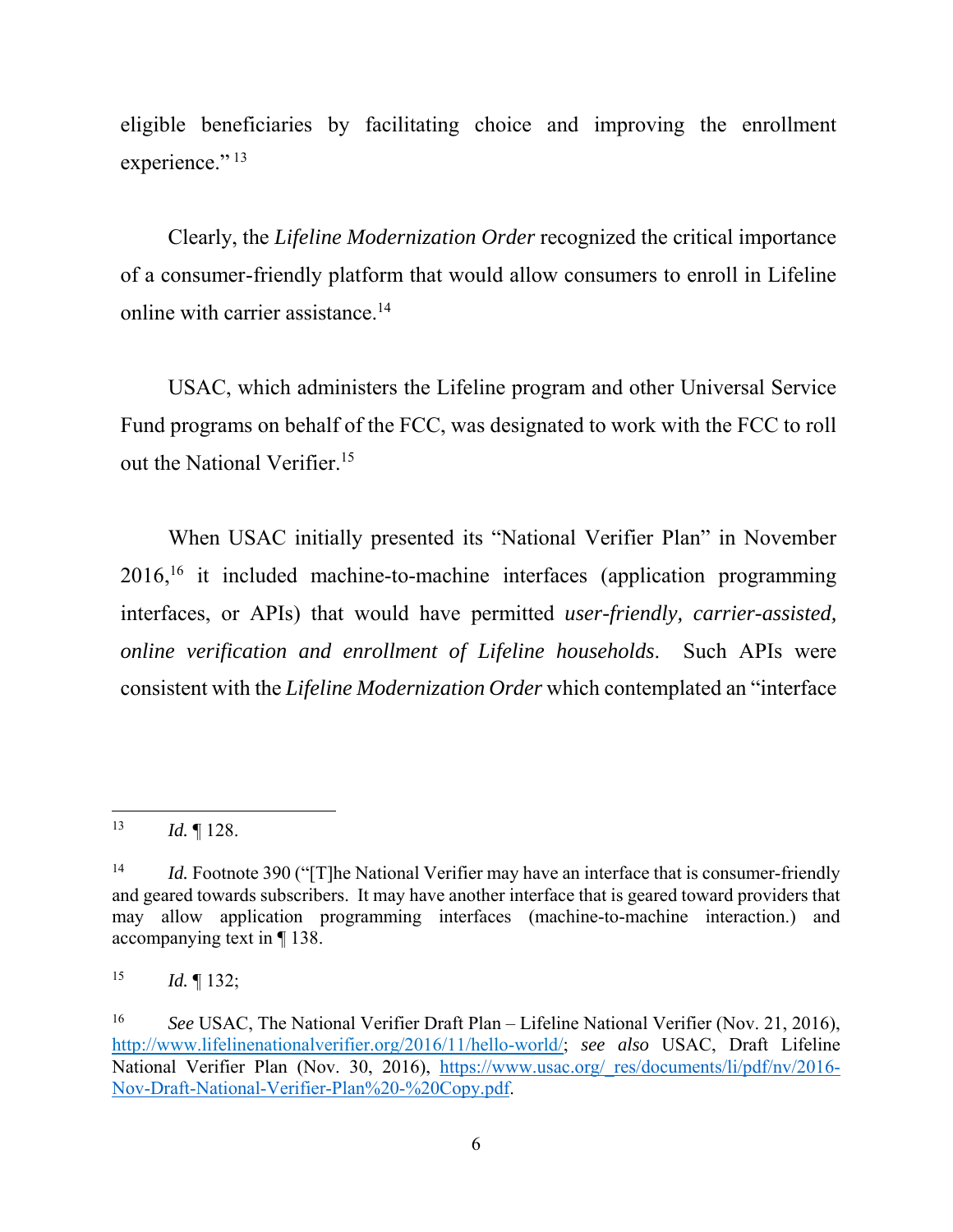eligible beneficiaries by facilitating choice and improving the enrollment experience."[13]

Clearly, the *Lifeline Modernization Order* recognized the critical importance of a consumer-friendly platform that would allow consumers to enroll in Lifeline online with carrier assistance.[14]

USAC, which administers the Lifeline program and other Universal Service Fund programs on behalf of the FCC, was designated to work with the FCC to roll out the National Verifier.[15]

When USAC initially presented its "National Verifier Plan" in November 2016,[16] it included machine-to-machine interfaces (application programming interfaces, or APIs) that would have permitted *user-friendly, carrier-assisted, online verification and enrollment of Lifeline households*. Such APIs were consistent with the *Lifeline Modernization Order* which contemplated an "interface

---

[13] *Id.* ¶ 128.

[14] *Id.* Footnote 390 ("[T]he National Verifier may have an interface that is consumer-friendly and geared towards subscribers. It may have another interface that is geared toward providers that may allow application programming interfaces (machine-to-machine interaction.) and accompanying text in ¶ 138.

[15] *Id.* ¶ 132;

[16] *See* USAC, The National Verifier Draft Plan – Lifeline National Verifier (Nov. 21, 2016), [http://www.lifelinenationalverifier.org/2016/11/hello-world/](http://www.lifelinenationalverifier.org/2016/11/hello-world/); *see also* USAC, Draft Lifeline National Verifier Plan (Nov. 30, 2016), [https://www.usac.org/_res/documents/li/pdf/nv/2016-Nov-Draft-National-Verifier-Plan%20-%20Copy.pdf](https://www.usac.org/_res/documents/li/pdf/nv/2016-Nov-Draft-National-Verifier-Plan%20-%20Copy.pdf).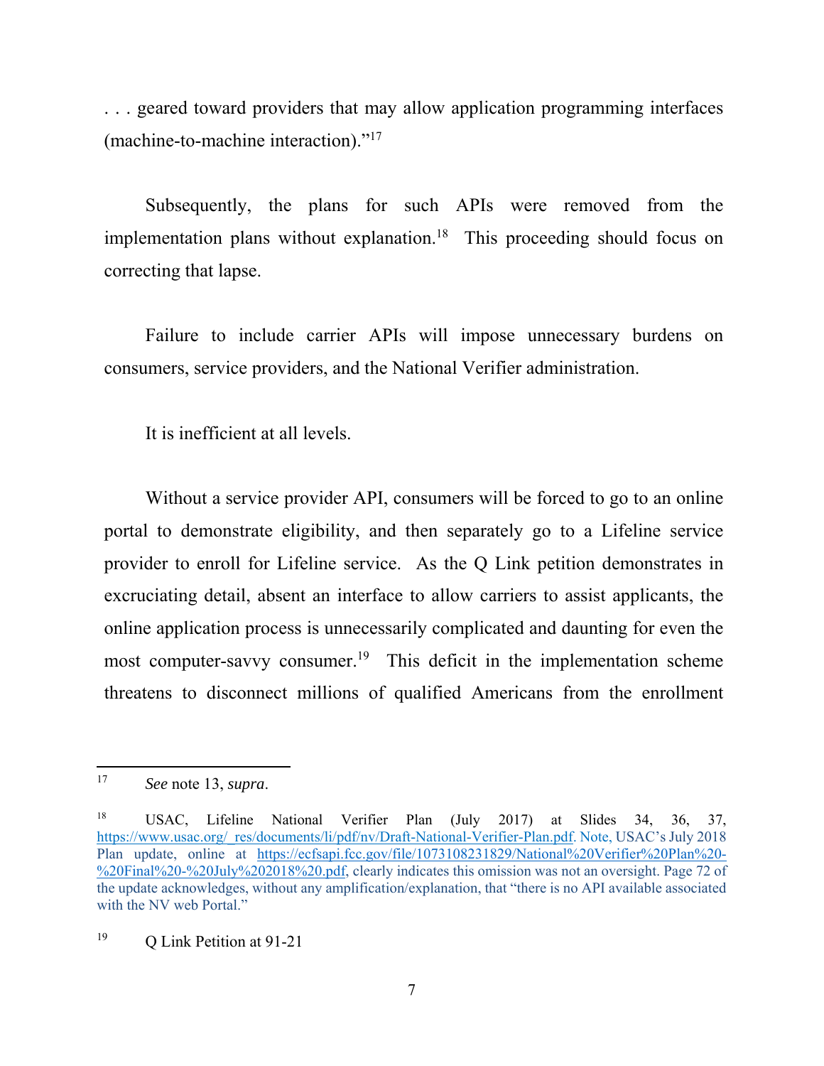. . . geared toward providers that may allow application programming interfaces (machine-to-machine interaction)."[17]

Subsequently, the plans for such APIs were removed from the implementation plans without explanation.[18] This proceeding should focus on correcting that lapse.

Failure to include carrier APIs will impose unnecessary burdens on consumers, service providers, and the National Verifier administration.

It is inefficient at all levels.

Without a service provider API, consumers will be forced to go to an online portal to demonstrate eligibility, and then separately go to a Lifeline service provider to enroll for Lifeline service. As the Q Link petition demonstrates in excruciating detail, absent an interface to allow carriers to assist applicants, the online application process is unnecessarily complicated and daunting for even the most computer-savvy consumer.[19] This deficit in the implementation scheme threatens to disconnect millions of qualified Americans from the enrollment

---

[17] *See* note 13, *supra*.

[18] USAC, Lifeline National Verifier Plan (July 2017) at Slides 34, 36, 37, https://www.usac.org/_res/documents/li/pdf/nv/Draft-National-Verifier-Plan.pdf. Note, USAC's July 2018 Plan update, online at https://ecfsapi.fcc.gov/file/1073108231829/National%20Verifier%20Plan%20-%20Final%20-%20July%202018%20.pdf, clearly indicates this omission was not an oversight. Page 72 of the update acknowledges, without any amplification/explanation, that "there is no API available associated with the NV web Portal."

[19] Q Link Petition at 91-21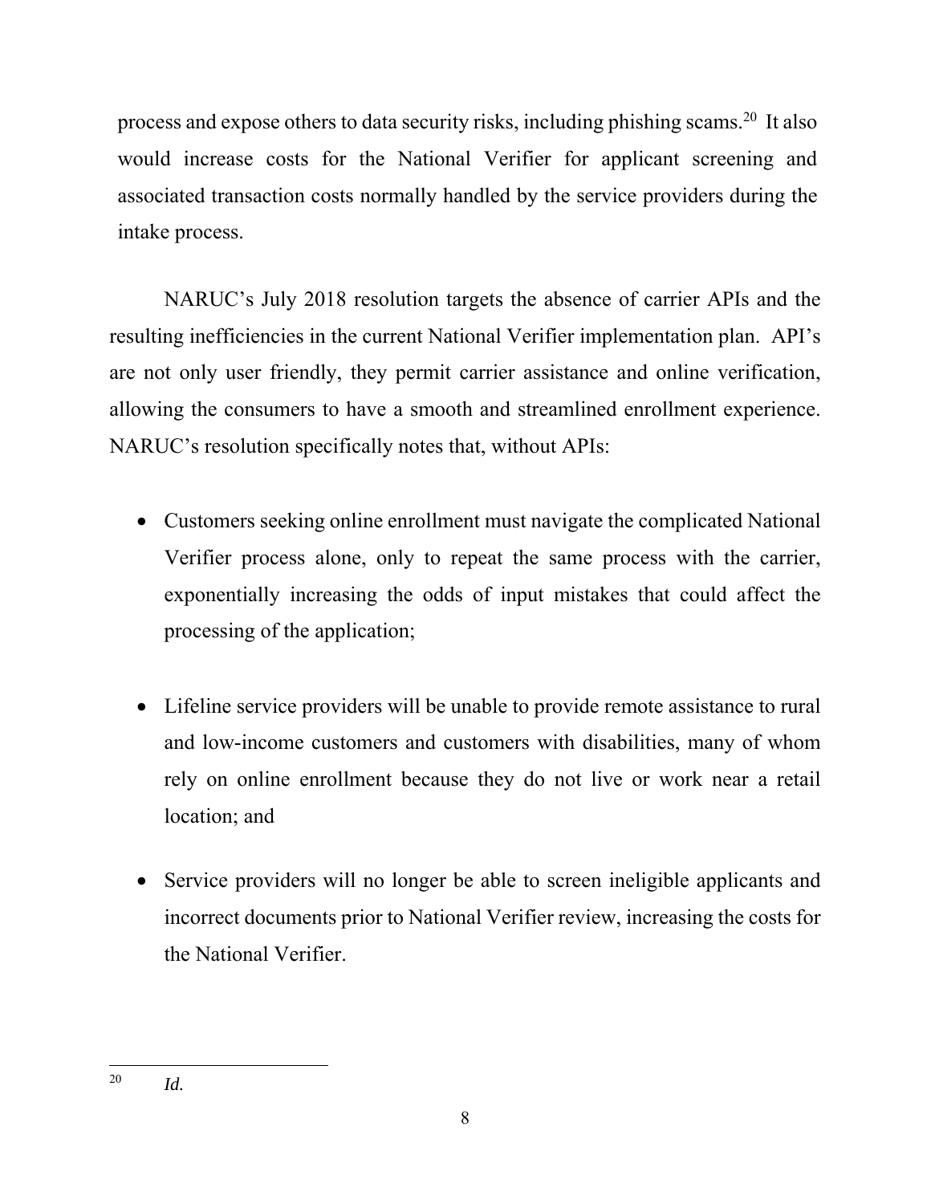process and expose others to data security risks, including phishing scams.[20] It also would increase costs for the National Verifier for applicant screening and associated transaction costs normally handled by the service providers during the intake process.

NARUC's July 2018 resolution targets the absence of carrier APIs and the resulting inefficiencies in the current National Verifier implementation plan. API's are not only user friendly, they permit carrier assistance and online verification, allowing the consumers to have a smooth and streamlined enrollment experience. NARUC's resolution specifically notes that, without APIs:

- Customers seeking online enrollment must navigate the complicated National Verifier process alone, only to repeat the same process with the carrier, exponentially increasing the odds of input mistakes that could affect the processing of the application;

- Lifeline service providers will be unable to provide remote assistance to rural and low-income customers and customers with disabilities, many of whom rely on online enrollment because they do not live or work near a retail location; and

- Service providers will no longer be able to screen ineligible applicants and incorrect documents prior to National Verifier review, increasing the costs for the National Verifier.

---

[20] *Id.*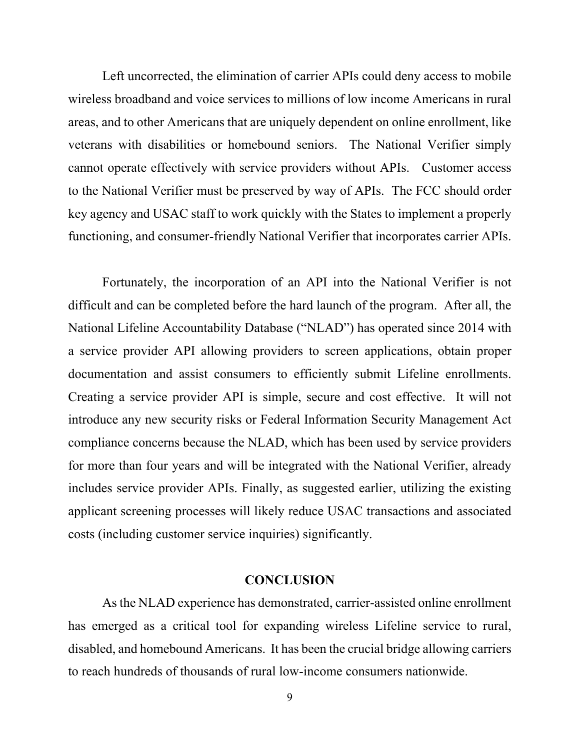Left uncorrected, the elimination of carrier APIs could deny access to mobile wireless broadband and voice services to millions of low income Americans in rural areas, and to other Americans that are uniquely dependent on online enrollment, like veterans with disabilities or homebound seniors. The National Verifier simply cannot operate effectively with service providers without APIs. Customer access to the National Verifier must be preserved by way of APIs. The FCC should order key agency and USAC staff to work quickly with the States to implement a properly functioning, and consumer-friendly National Verifier that incorporates carrier APIs.

Fortunately, the incorporation of an API into the National Verifier is not difficult and can be completed before the hard launch of the program. After all, the National Lifeline Accountability Database ("NLAD") has operated since 2014 with a service provider API allowing providers to screen applications, obtain proper documentation and assist consumers to efficiently submit Lifeline enrollments. Creating a service provider API is simple, secure and cost effective. It will not introduce any new security risks or Federal Information Security Management Act compliance concerns because the NLAD, which has been used by service providers for more than four years and will be integrated with the National Verifier, already includes service provider APIs. Finally, as suggested earlier, utilizing the existing applicant screening processes will likely reduce USAC transactions and associated costs (including customer service inquiries) significantly.

## CONCLUSION

As the NLAD experience has demonstrated, carrier-assisted online enrollment has emerged as a critical tool for expanding wireless Lifeline service to rural, disabled, and homebound Americans. It has been the crucial bridge allowing carriers to reach hundreds of thousands of rural low-income consumers nationwide.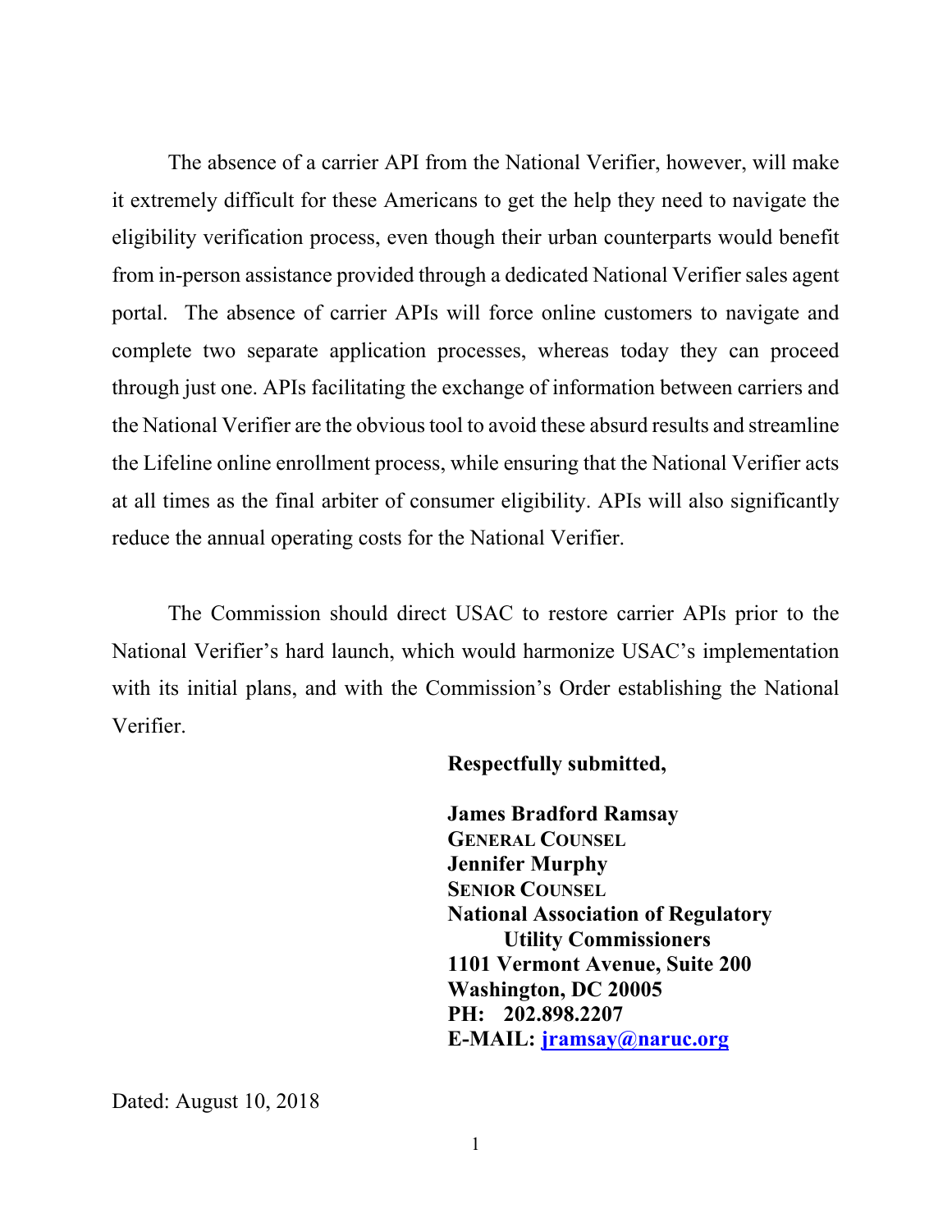The absence of a carrier API from the National Verifier, however, will make it extremely difficult for these Americans to get the help they need to navigate the eligibility verification process, even though their urban counterparts would benefit from in-person assistance provided through a dedicated National Verifier sales agent portal. The absence of carrier APIs will force online customers to navigate and complete two separate application processes, whereas today they can proceed through just one. APIs facilitating the exchange of information between carriers and the National Verifier are the obvious tool to avoid these absurd results and streamline the Lifeline online enrollment process, while ensuring that the National Verifier acts at all times as the final arbiter of consumer eligibility. APIs will also significantly reduce the annual operating costs for the National Verifier.

The Commission should direct USAC to restore carrier APIs prior to the National Verifier's hard launch, which would harmonize USAC's implementation with its initial plans, and with the Commission's Order establishing the National Verifier.

**Respectfully submitted,**

**James Bradford Ramsay**
**GENERAL COUNSEL**
**Jennifer Murphy**
**SENIOR COUNSEL**
**National Association of Regulatory Utility Commissioners**
**1101 Vermont Avenue, Suite 200**
**Washington, DC 20005**
**PH: 202.898.2207**
**E-MAIL: [jramsay@naruc.org](mailto:jramsay@naruc.org)**

Dated: August 10, 2018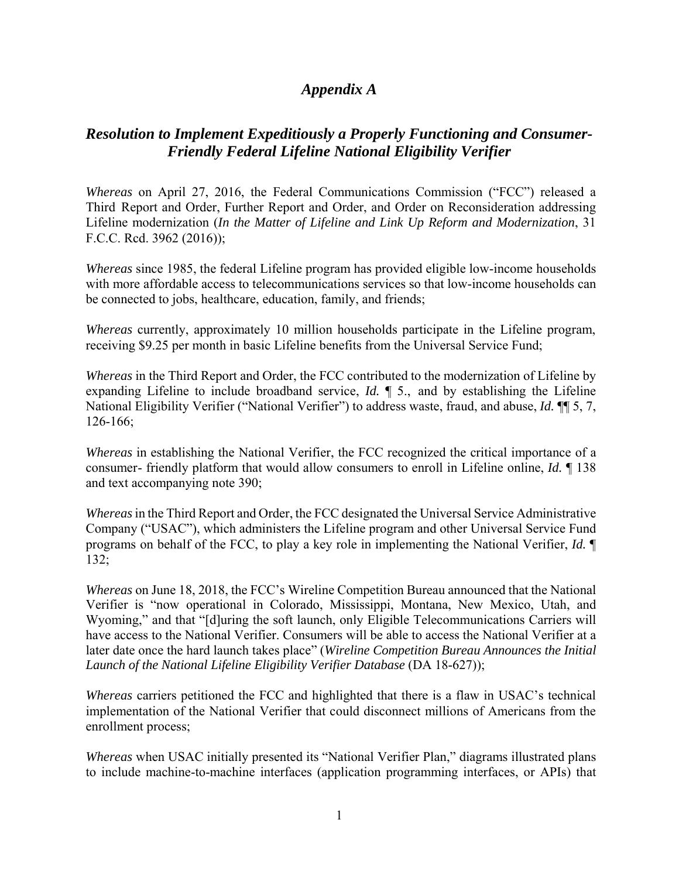# *Appendix A*

## *Resolution to Implement Expeditiously a Properly Functioning and Consumer-Friendly Federal Lifeline National Eligibility Verifier*

*Whereas* on April 27, 2016, the Federal Communications Commission ("FCC") released a Third Report and Order, Further Report and Order, and Order on Reconsideration addressing Lifeline modernization (*In the Matter of Lifeline and Link Up Reform and Modernization*, 31 F.C.C. Rcd. 3962 (2016));

*Whereas* since 1985, the federal Lifeline program has provided eligible low-income households with more affordable access to telecommunications services so that low-income households can be connected to jobs, healthcare, education, family, and friends;

*Whereas* currently, approximately 10 million households participate in the Lifeline program, receiving $9.25 per month in basic Lifeline benefits from the Universal Service Fund;

*Whereas* in the Third Report and Order, the FCC contributed to the modernization of Lifeline by expanding Lifeline to include broadband service, *Id.* ¶ 5., and by establishing the Lifeline National Eligibility Verifier ("National Verifier") to address waste, fraud, and abuse, *Id.* ¶¶ 5, 7, 126-166;

*Whereas* in establishing the National Verifier, the FCC recognized the critical importance of a consumer- friendly platform that would allow consumers to enroll in Lifeline online, *Id.* ¶ 138 and text accompanying note 390;

*Whereas* in the Third Report and Order, the FCC designated the Universal Service Administrative Company ("USAC"), which administers the Lifeline program and other Universal Service Fund programs on behalf of the FCC, to play a key role in implementing the National Verifier, *Id.* ¶ 132;

*Whereas* on June 18, 2018, the FCC's Wireline Competition Bureau announced that the National Verifier is "now operational in Colorado, Mississippi, Montana, New Mexico, Utah, and Wyoming," and that "[d]uring the soft launch, only Eligible Telecommunications Carriers will have access to the National Verifier. Consumers will be able to access the National Verifier at a later date once the hard launch takes place" (*Wireline Competition Bureau Announces the Initial Launch of the National Lifeline Eligibility Verifier Database* (DA 18-627));

*Whereas* carriers petitioned the FCC and highlighted that there is a flaw in USAC's technical implementation of the National Verifier that could disconnect millions of Americans from the enrollment process;

*Whereas* when USAC initially presented its "National Verifier Plan," diagrams illustrated plans to include machine-to-machine interfaces (application programming interfaces, or APIs) that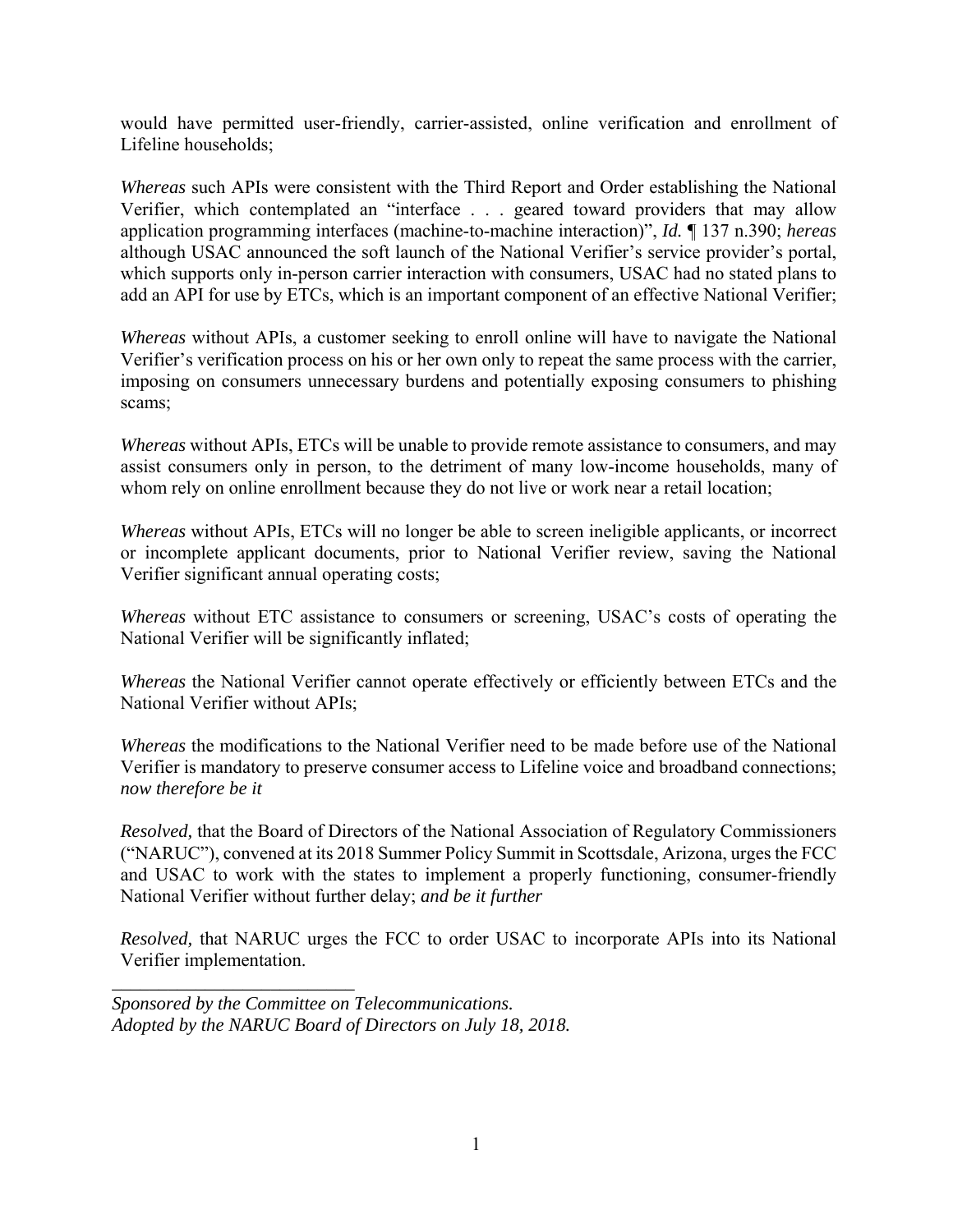would have permitted user-friendly, carrier-assisted, online verification and enrollment of Lifeline households;

*Whereas* such APIs were consistent with the Third Report and Order establishing the National Verifier, which contemplated an "interface . . . geared toward providers that may allow application programming interfaces (machine-to-machine interaction)", *Id.* ¶ 137 n.390; *hereas* although USAC announced the soft launch of the National Verifier's service provider's portal, which supports only in-person carrier interaction with consumers, USAC had no stated plans to add an API for use by ETCs, which is an important component of an effective National Verifier;

*Whereas* without APIs, a customer seeking to enroll online will have to navigate the National Verifier's verification process on his or her own only to repeat the same process with the carrier, imposing on consumers unnecessary burdens and potentially exposing consumers to phishing scams;

*Whereas* without APIs, ETCs will be unable to provide remote assistance to consumers, and may assist consumers only in person, to the detriment of many low-income households, many of whom rely on online enrollment because they do not live or work near a retail location;

*Whereas* without APIs, ETCs will no longer be able to screen ineligible applicants, or incorrect or incomplete applicant documents, prior to National Verifier review, saving the National Verifier significant annual operating costs;

*Whereas* without ETC assistance to consumers or screening, USAC's costs of operating the National Verifier will be significantly inflated;

*Whereas* the National Verifier cannot operate effectively or efficiently between ETCs and the National Verifier without APIs;

*Whereas* the modifications to the National Verifier need to be made before use of the National Verifier is mandatory to preserve consumer access to Lifeline voice and broadband connections; *now therefore be it*

*Resolved,* that the Board of Directors of the National Association of Regulatory Commissioners ("NARUC"), convened at its 2018 Summer Policy Summit in Scottsdale, Arizona, urges the FCC and USAC to work with the states to implement a properly functioning, consumer-friendly National Verifier without further delay; *and be it further*

*Resolved,* that NARUC urges the FCC to order USAC to incorporate APIs into its National Verifier implementation.

---

*Sponsored by the Committee on Telecommunications.*
*Adopted by the NARUC Board of Directors on July 18, 2018.*